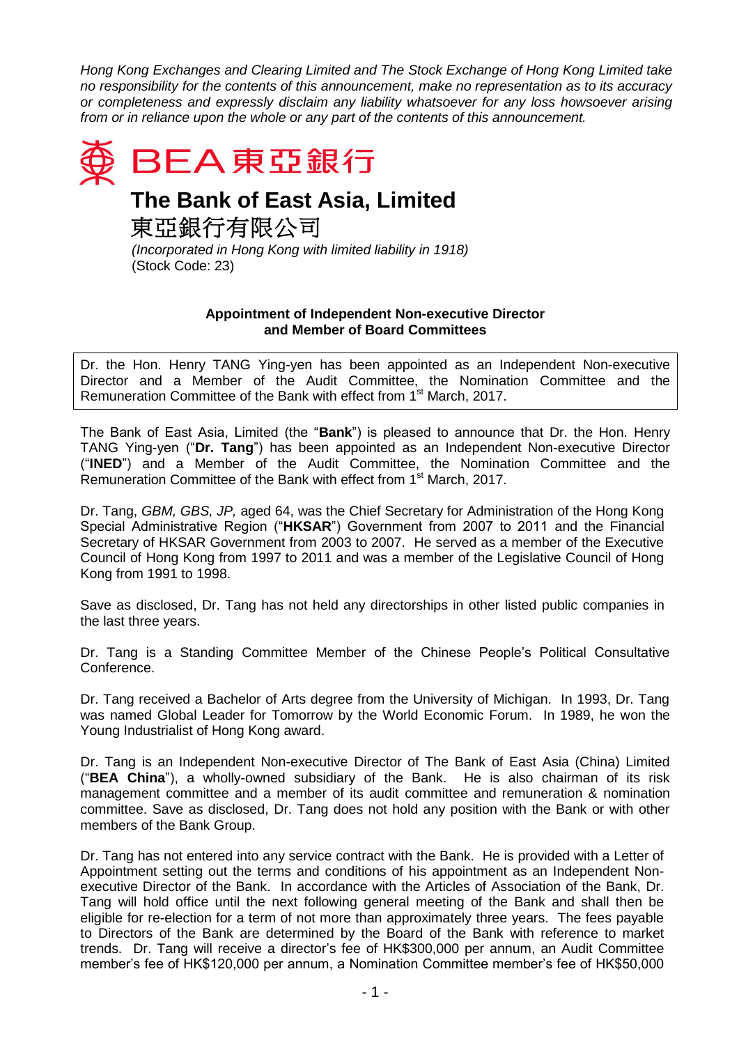*Hong Kong Exchanges and Clearing Limited and The Stock Exchange of Hong Kong Limited take no responsibility for the contents of this announcement, make no representation as to its accuracy or completeness and expressly disclaim any liability whatsoever for any loss howsoever arising from or in reliance upon the whole or any part of the contents of this announcement.*

BEA 東亞銀行

# The Bank of East Asia, Limited

# 東亞銀行有限公司

*(Incorporated in Hong Kong with limited liability in 1918)*
(Stock Code: 23)

**Appointment of Independent Non-executive Director and Member of Board Committees**

Dr. the Hon. Henry TANG Ying-yen has been appointed as an Independent Non-executive Director and a Member of the Audit Committee, the Nomination Committee and the Remuneration Committee of the Bank with effect from 1st March, 2017.

The Bank of East Asia, Limited (the "**Bank**") is pleased to announce that Dr. the Hon. Henry TANG Ying-yen ("**Dr. Tang**") has been appointed as an Independent Non-executive Director ("**INED**") and a Member of the Audit Committee, the Nomination Committee and the Remuneration Committee of the Bank with effect from 1st March, 2017.

Dr. Tang, *GBM, GBS, JP,* aged 64, was the Chief Secretary for Administration of the Hong Kong Special Administrative Region ("**HKSAR**") Government from 2007 to 2011 and the Financial Secretary of HKSAR Government from 2003 to 2007. He served as a member of the Executive Council of Hong Kong from 1997 to 2011 and was a member of the Legislative Council of Hong Kong from 1991 to 1998.

Save as disclosed, Dr. Tang has not held any directorships in other listed public companies in the last three years.

Dr. Tang is a Standing Committee Member of the Chinese People's Political Consultative Conference.

Dr. Tang received a Bachelor of Arts degree from the University of Michigan. In 1993, Dr. Tang was named Global Leader for Tomorrow by the World Economic Forum. In 1989, he won the Young Industrialist of Hong Kong award.

Dr. Tang is an Independent Non-executive Director of The Bank of East Asia (China) Limited ("**BEA China**"), a wholly-owned subsidiary of the Bank. He is also chairman of its risk management committee and a member of its audit committee and remuneration & nomination committee. Save as disclosed, Dr. Tang does not hold any position with the Bank or with other members of the Bank Group.

Dr. Tang has not entered into any service contract with the Bank. He is provided with a Letter of Appointment setting out the terms and conditions of his appointment as an Independent Non-executive Director of the Bank. In accordance with the Articles of Association of the Bank, Dr. Tang will hold office until the next following general meeting of the Bank and shall then be eligible for re-election for a term of not more than approximately three years. The fees payable to Directors of the Bank are determined by the Board of the Bank with reference to market trends. Dr. Tang will receive a director's fee of HK$300,000 per annum, an Audit Committee member's fee of HK$120,000 per annum, a Nomination Committee member's fee of HK$50,000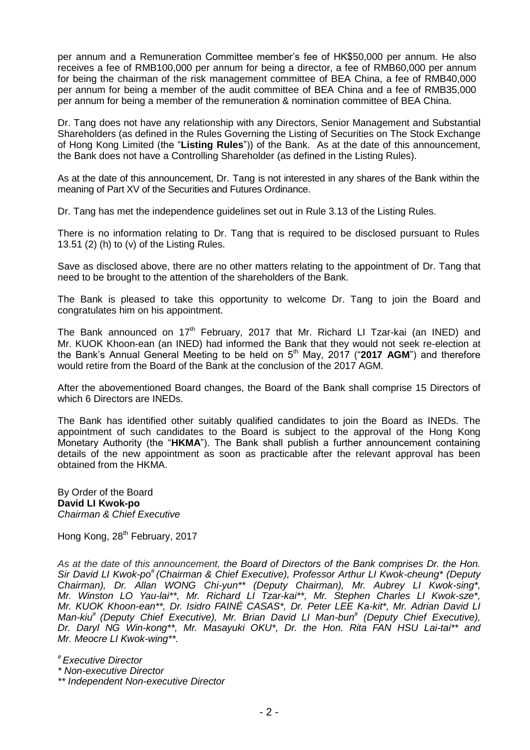per annum and a Remuneration Committee member's fee of HK$50,000 per annum. He also receives a fee of RMB100,000 per annum for being a director, a fee of RMB60,000 per annum for being the chairman of the risk management committee of BEA China, a fee of RMB40,000 per annum for being a member of the audit committee of BEA China and a fee of RMB35,000 per annum for being a member of the remuneration & nomination committee of BEA China.

Dr. Tang does not have any relationship with any Directors, Senior Management and Substantial Shareholders (as defined in the Rules Governing the Listing of Securities on The Stock Exchange of Hong Kong Limited (the "**Listing Rules**")) of the Bank. As at the date of this announcement, the Bank does not have a Controlling Shareholder (as defined in the Listing Rules).

As at the date of this announcement, Dr. Tang is not interested in any shares of the Bank within the meaning of Part XV of the Securities and Futures Ordinance.

Dr. Tang has met the independence guidelines set out in Rule 3.13 of the Listing Rules.

There is no information relating to Dr. Tang that is required to be disclosed pursuant to Rules 13.51 (2) (h) to (v) of the Listing Rules.

Save as disclosed above, there are no other matters relating to the appointment of Dr. Tang that need to be brought to the attention of the shareholders of the Bank.

The Bank is pleased to take this opportunity to welcome Dr. Tang to join the Board and congratulates him on his appointment.

The Bank announced on 17th February, 2017 that Mr. Richard LI Tzar-kai (an INED) and Mr. KUOK Khoon-ean (an INED) had informed the Bank that they would not seek re-election at the Bank's Annual General Meeting to be held on 5th May, 2017 ("**2017 AGM**") and therefore would retire from the Board of the Bank at the conclusion of the 2017 AGM.

After the abovementioned Board changes, the Board of the Bank shall comprise 15 Directors of which 6 Directors are INEDs.

The Bank has identified other suitably qualified candidates to join the Board as INEDs. The appointment of such candidates to the Board is subject to the approval of the Hong Kong Monetary Authority (the "**HKMA**"). The Bank shall publish a further announcement containing details of the new appointment as soon as practicable after the relevant approval has been obtained from the HKMA.

By Order of the Board
**David LI Kwok-po**
*Chairman & Chief Executive*

Hong Kong, 28th February, 2017

*As at the date of this announcement, the Board of Directors of the Bank comprises Dr. the Hon. Sir David LI Kwok-po# (Chairman & Chief Executive), Professor Arthur LI Kwok-cheung* (Deputy Chairman), Dr. Allan WONG Chi-yun** (Deputy Chairman), Mr. Aubrey LI Kwok-sing*, Mr. Winston LO Yau-lai**, Mr. Richard LI Tzar-kai**, Mr. Stephen Charles LI Kwok-sze*, Mr. KUOK Khoon-ean**, Dr. Isidro FAINÉ CASAS*, Dr. Peter LEE Ka-kit*, Mr. Adrian David LI Man-kiu# (Deputy Chief Executive), Mr. Brian David LI Man-bun# (Deputy Chief Executive), Dr. Daryl NG Win-kong**, Mr. Masayuki OKU*, Dr. the Hon. Rita FAN HSU Lai-tai** and Mr. Meocre LI Kwok-wing**.*

*# Executive Director*
** Non-executive Director*
*** Independent Non-executive Director*